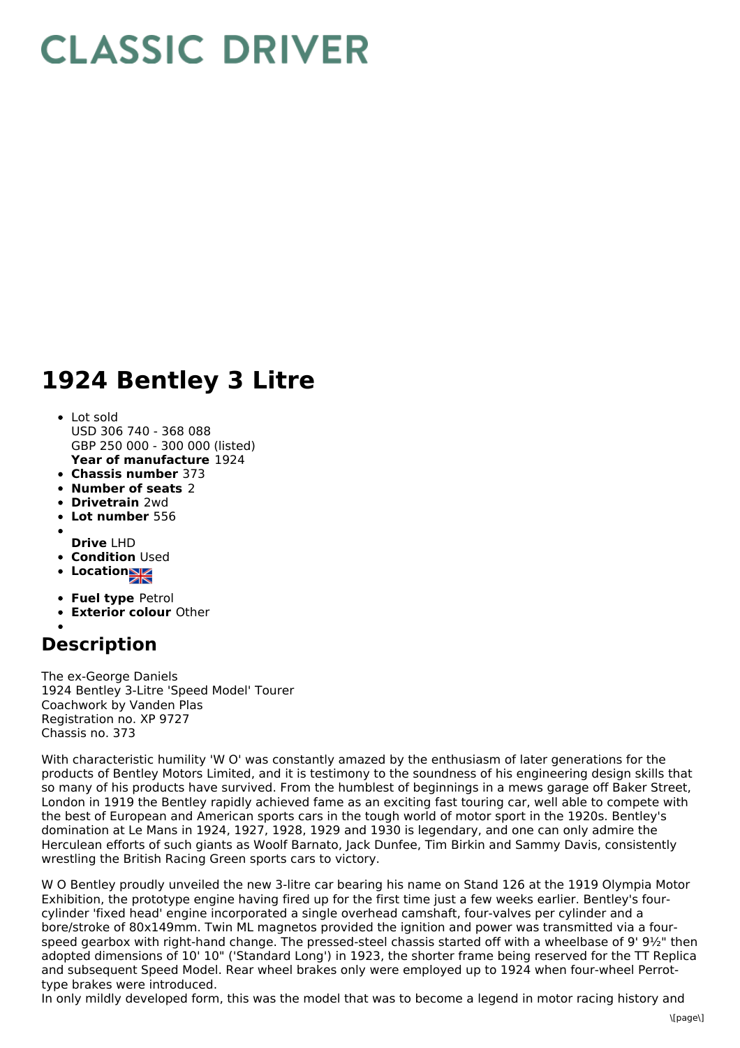# CLASSIC DRIVER

# 1924 Bentley 3 Litre

- Lot sold
  USD 306 740 - 368 088
  GBP 250 000 - 300 000 (listed)
  **Year of manufacture** 1924
- **Chassis number** 373
- **Number of seats** 2
- **Drivetrain** 2wd
- **Lot number** 556
- **Drive** LHD
- **Condition** Used
- **Location**
- **Fuel type** Petrol
- **Exterior colour** Other

## Description

The ex-George Daniels
1924 Bentley 3-Litre 'Speed Model' Tourer
Coachwork by Vanden Plas
Registration no. XP 9727
Chassis no. 373

With characteristic humility 'W O' was constantly amazed by the enthusiasm of later generations for the products of Bentley Motors Limited, and it is testimony to the soundness of his engineering design skills that so many of his products have survived. From the humblest of beginnings in a mews garage off Baker Street, London in 1919 the Bentley rapidly achieved fame as an exciting fast touring car, well able to compete with the best of European and American sports cars in the tough world of motor sport in the 1920s. Bentley's domination at Le Mans in 1924, 1927, 1928, 1929 and 1930 is legendary, and one can only admire the Herculean efforts of such giants as Woolf Barnato, Jack Dunfee, Tim Birkin and Sammy Davis, consistently wrestling the British Racing Green sports cars to victory.

W O Bentley proudly unveiled the new 3-litre car bearing his name on Stand 126 at the 1919 Olympia Motor Exhibition, the prototype engine having fired up for the first time just a few weeks earlier. Bentley's four-cylinder 'fixed head' engine incorporated a single overhead camshaft, four-valves per cylinder and a bore/stroke of 80x149mm. Twin ML magnetos provided the ignition and power was transmitted via a four-speed gearbox with right-hand change. The pressed-steel chassis started off with a wheelbase of 9' 9½" then adopted dimensions of 10' 10" ('Standard Long') in 1923, the shorter frame being reserved for the TT Replica and subsequent Speed Model. Rear wheel brakes only were employed up to 1924 when four-wheel Perrot-type brakes were introduced.
In only mildly developed form, this was the model that was to become a legend in motor racing history and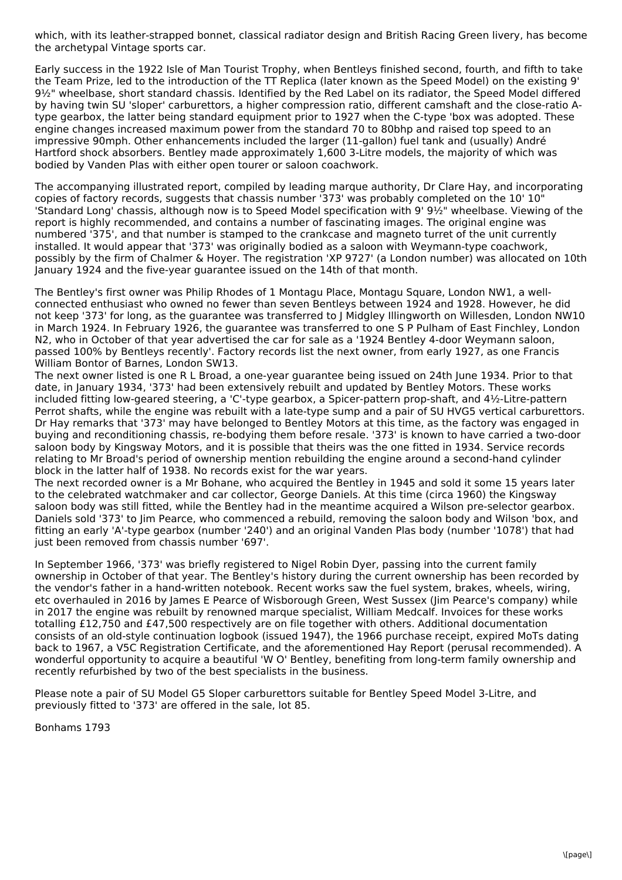which, with its leather-strapped bonnet, classical radiator design and British Racing Green livery, has become the archetypal Vintage sports car.

Early success in the 1922 Isle of Man Tourist Trophy, when Bentleys finished second, fourth, and fifth to take the Team Prize, led to the introduction of the TT Replica (later known as the Speed Model) on the existing 9' 9½" wheelbase, short standard chassis. Identified by the Red Label on its radiator, the Speed Model differed by having twin SU 'sloper' carburettors, a higher compression ratio, different camshaft and the close-ratio A-type gearbox, the latter being standard equipment prior to 1927 when the C-type 'box was adopted. These engine changes increased maximum power from the standard 70 to 80bhp and raised top speed to an impressive 90mph. Other enhancements included the larger (11-gallon) fuel tank and (usually) André Hartford shock absorbers. Bentley made approximately 1,600 3-Litre models, the majority of which was bodied by Vanden Plas with either open tourer or saloon coachwork.

The accompanying illustrated report, compiled by leading marque authority, Dr Clare Hay, and incorporating copies of factory records, suggests that chassis number '373' was probably completed on the 10' 10" 'Standard Long' chassis, although now is to Speed Model specification with 9' 9½" wheelbase. Viewing of the report is highly recommended, and contains a number of fascinating images. The original engine was numbered '375', and that number is stamped to the crankcase and magneto turret of the unit currently installed. It would appear that '373' was originally bodied as a saloon with Weymann-type coachwork, possibly by the firm of Chalmer & Hoyer. The registration 'XP 9727' (a London number) was allocated on 10th January 1924 and the five-year guarantee issued on the 14th of that month.

The Bentley's first owner was Philip Rhodes of 1 Montagu Place, Montagu Square, London NW1, a well-connected enthusiast who owned no fewer than seven Bentleys between 1924 and 1928. However, he did not keep '373' for long, as the guarantee was transferred to J Midgley Illingworth on Willesden, London NW10 in March 1924. In February 1926, the guarantee was transferred to one S P Pulham of East Finchley, London N2, who in October of that year advertised the car for sale as a '1924 Bentley 4-door Weymann saloon, passed 100% by Bentleys recently'. Factory records list the next owner, from early 1927, as one Francis William Bontor of Barnes, London SW13.
The next owner listed is one R L Broad, a one-year guarantee being issued on 24th June 1934. Prior to that date, in January 1934, '373' had been extensively rebuilt and updated by Bentley Motors. These works included fitting low-geared steering, a 'C'-type gearbox, a Spicer-pattern prop-shaft, and 4½-Litre-pattern Perrot shafts, while the engine was rebuilt with a late-type sump and a pair of SU HVG5 vertical carburettors. Dr Hay remarks that '373' may have belonged to Bentley Motors at this time, as the factory was engaged in buying and reconditioning chassis, re-bodying them before resale. '373' is known to have carried a two-door saloon body by Kingsway Motors, and it is possible that theirs was the one fitted in 1934. Service records relating to Mr Broad's period of ownership mention rebuilding the engine around a second-hand cylinder block in the latter half of 1938. No records exist for the war years.
The next recorded owner is a Mr Bohane, who acquired the Bentley in 1945 and sold it some 15 years later to the celebrated watchmaker and car collector, George Daniels. At this time (circa 1960) the Kingsway saloon body was still fitted, while the Bentley had in the meantime acquired a Wilson pre-selector gearbox. Daniels sold '373' to Jim Pearce, who commenced a rebuild, removing the saloon body and Wilson 'box, and fitting an early 'A'-type gearbox (number '240') and an original Vanden Plas body (number '1078') that had just been removed from chassis number '697'.

In September 1966, '373' was briefly registered to Nigel Robin Dyer, passing into the current family ownership in October of that year. The Bentley's history during the current ownership has been recorded by the vendor's father in a hand-written notebook. Recent works saw the fuel system, brakes, wheels, wiring, etc overhauled in 2016 by James E Pearce of Wisborough Green, West Sussex (Jim Pearce's company) while in 2017 the engine was rebuilt by renowned marque specialist, William Medcalf. Invoices for these works totalling £12,750 and £47,500 respectively are on file together with others. Additional documentation consists of an old-style continuation logbook (issued 1947), the 1966 purchase receipt, expired MoTs dating back to 1967, a V5C Registration Certificate, and the aforementioned Hay Report (perusal recommended). A wonderful opportunity to acquire a beautiful 'W O' Bentley, benefiting from long-term family ownership and recently refurbished by two of the best specialists in the business.

Please note a pair of SU Model G5 Sloper carburettors suitable for Bentley Speed Model 3-Litre, and previously fitted to '373' are offered in the sale, lot 85.

Bonhams 1793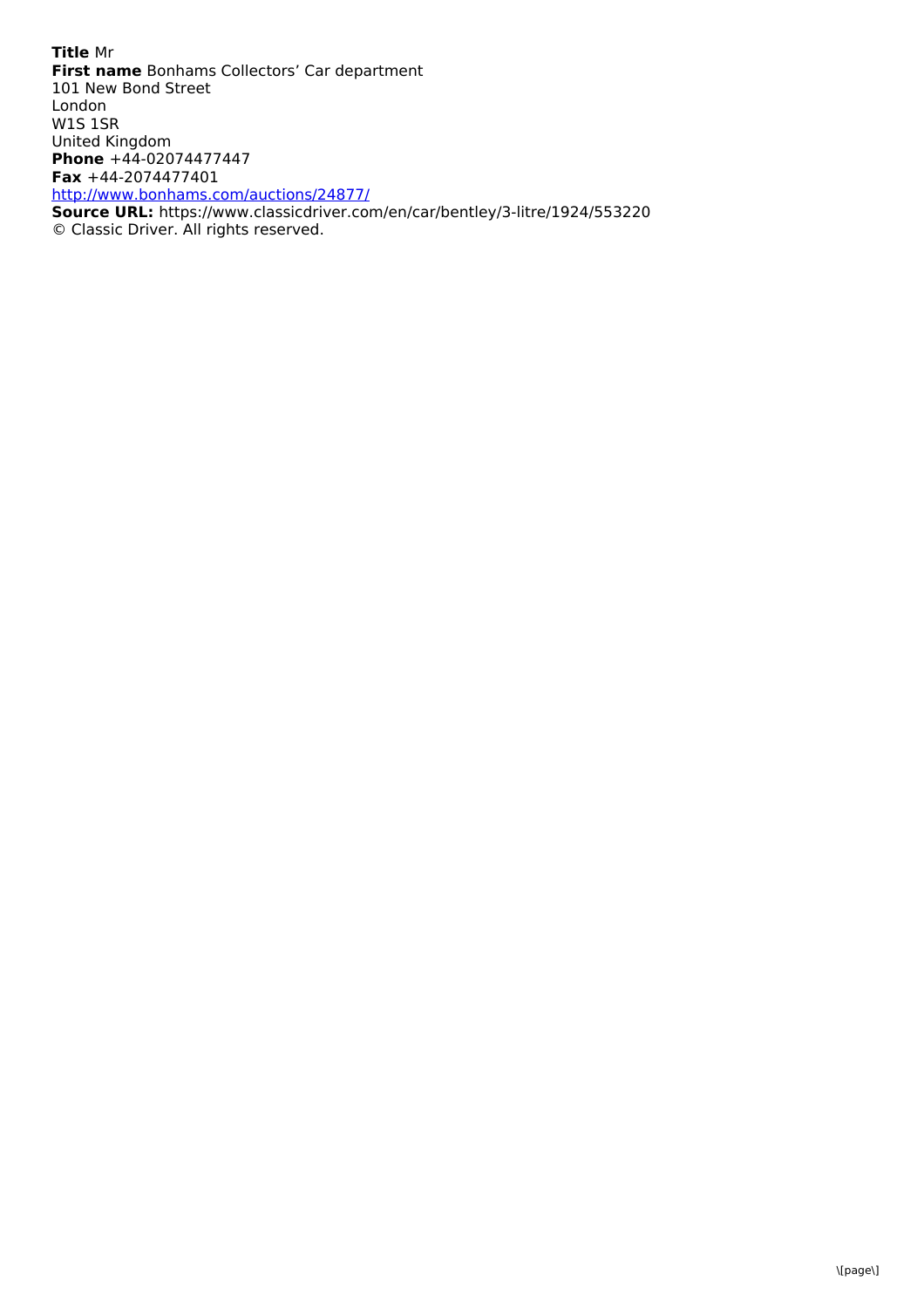**Title** Mr
**First name** Bonhams Collectors’ Car department
101 New Bond Street
London
W1S 1SR
United Kingdom
**Phone** +44-02074477447
**Fax** +44-2074477401
http://www.bonhams.com/auctions/24877/
**Source URL:** https://www.classicdriver.com/en/car/bentley/3-litre/1924/553220
© Classic Driver. All rights reserved.